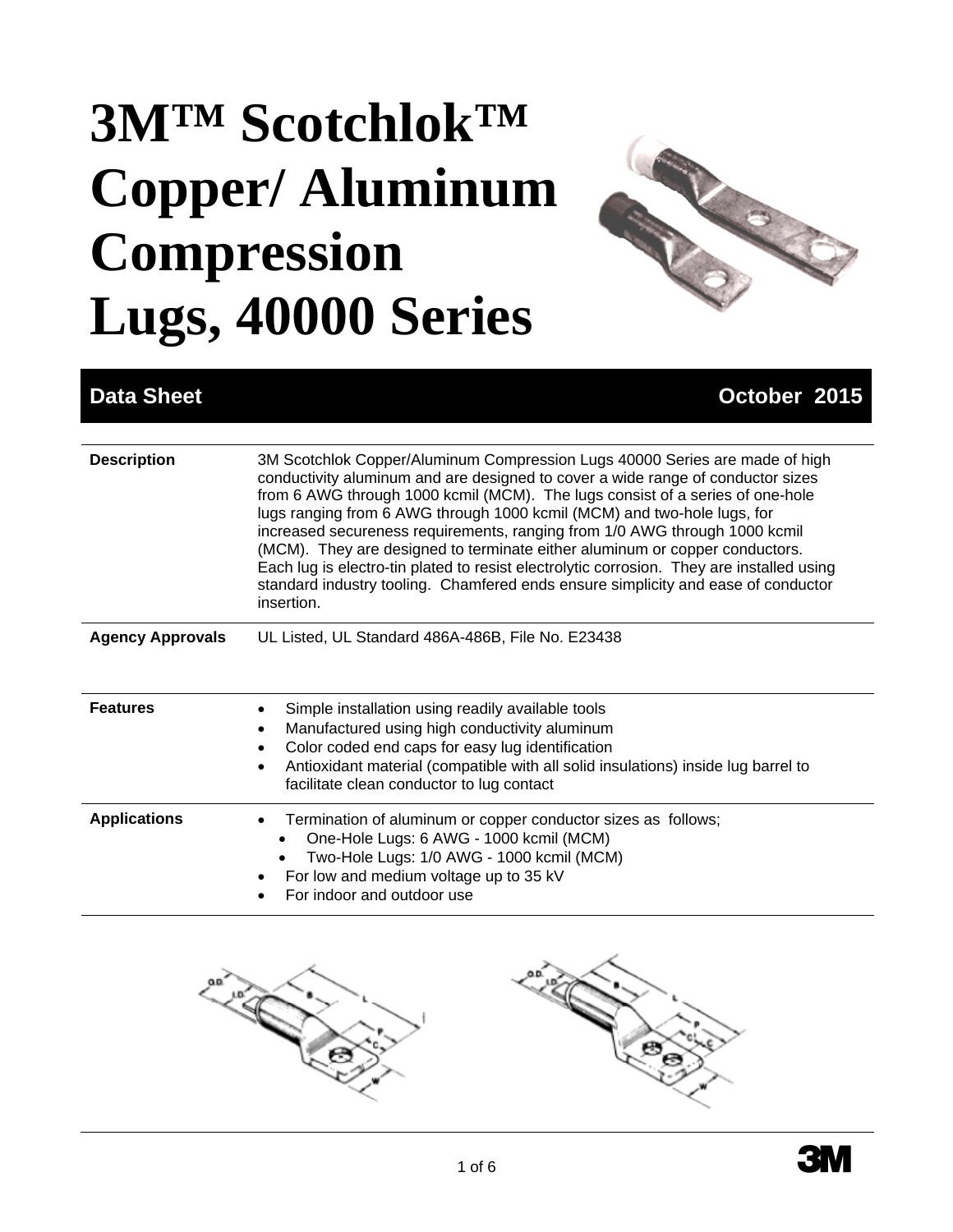# 3M™ Scotchlok™ Copper/ Aluminum Compression Lugs, 40000 Series

**Data Sheet** **October 2015**

| | |
|---|---|
| **Description** | 3M Scotchlok Copper/Aluminum Compression Lugs 40000 Series are made of high conductivity aluminum and are designed to cover a wide range of conductor sizes from 6 AWG through 1000 kcmil (MCM). The lugs consist of a series of one-hole lugs ranging from 6 AWG through 1000 kcmil (MCM) and two-hole lugs, for increased secureness requirements, ranging from 1/0 AWG through 1000 kcmil (MCM). They are designed to terminate either aluminum or copper conductors. Each lug is electro-tin plated to resist electrolytic corrosion. They are installed using standard industry tooling. Chamfered ends ensure simplicity and ease of conductor insertion. |
| **Agency Approvals** | UL Listed, UL Standard 486A-486B, File No. E23438 |
| **Features** | • Simple installation using readily available tools<br>• Manufactured using high conductivity aluminum<br>• Color coded end caps for easy lug identification<br>• Antioxidant material (compatible with all solid insulations) inside lug barrel to facilitate clean conductor to lug contact |
| **Applications** | • Termination of aluminum or copper conductor sizes as follows;<br>  ◦ One-Hole Lugs: 6 AWG - 1000 kcmil (MCM)<br>  ◦ Two-Hole Lugs: 1/0 AWG - 1000 kcmil (MCM)<br>• For low and medium voltage up to 35 kV<br>• For indoor and outdoor use |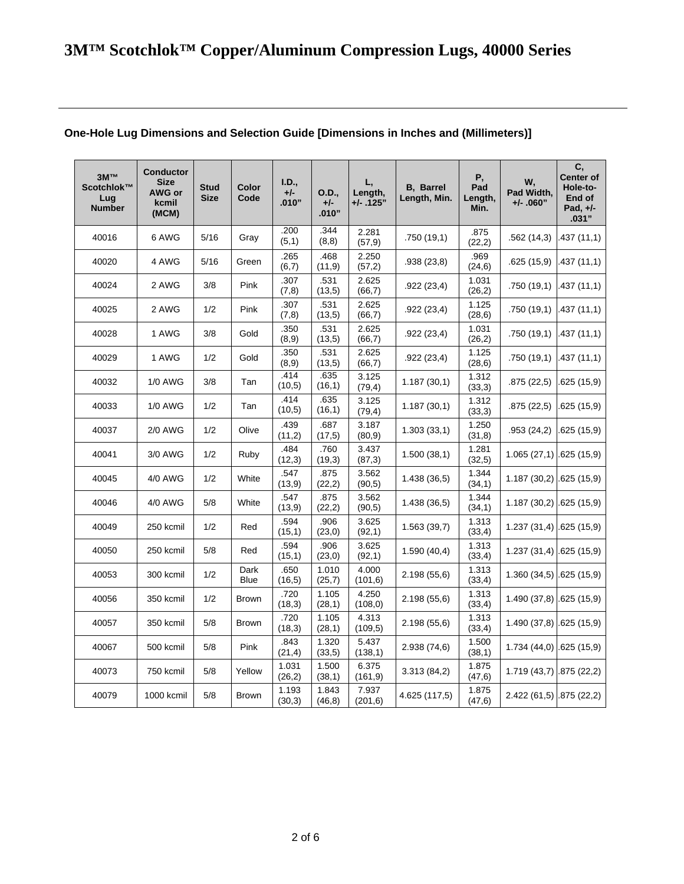# 3M™ Scotchlok™ Copper/Aluminum Compression Lugs, 40000 Series

**One-Hole Lug Dimensions and Selection Guide [Dimensions in Inches and (Millimeters)]**

| 3M™ Scotchlok™ Lug Number | Conductor Size AWG or kcmil (MCM) | Stud Size | Color Code | I.D., +/- .010" | O.D., +/- .010" | L, Length, +/- .125" | B, Barrel Length, Min. | P, Pad Length, Min. | W, Pad Width, +/- .060" | C, Center of Hole-to-End of Pad, +/- .031" |
|---|---|---|---|---|---|---|---|---|---|---|
| 40016 | 6 AWG | 5/16 | Gray | .200 (5,1) | .344 (8,8) | 2.281 (57,9) | .750 (19,1) | .875 (22,2) | .562 (14,3) | .437 (11,1) |
| 40020 | 4 AWG | 5/16 | Green | .265 (6,7) | .468 (11,9) | 2.250 (57,2) | .938 (23,8) | .969 (24,6) | .625 (15,9) | .437 (11,1) |
| 40024 | 2 AWG | 3/8 | Pink | .307 (7,8) | .531 (13,5) | 2.625 (66,7) | .922 (23,4) | 1.031 (26,2) | .750 (19,1) | .437 (11,1) |
| 40025 | 2 AWG | 1/2 | Pink | .307 (7,8) | .531 (13,5) | 2.625 (66,7) | .922 (23,4) | 1.125 (28,6) | .750 (19,1) | .437 (11,1) |
| 40028 | 1 AWG | 3/8 | Gold | .350 (8,9) | .531 (13,5) | 2.625 (66,7) | .922 (23,4) | 1.031 (26,2) | .750 (19,1) | .437 (11,1) |
| 40029 | 1 AWG | 1/2 | Gold | .350 (8,9) | .531 (13,5) | 2.625 (66,7) | .922 (23,4) | 1.125 (28,6) | .750 (19,1) | .437 (11,1) |
| 40032 | 1/0 AWG | 3/8 | Tan | .414 (10,5) | .635 (16,1) | 3.125 (79,4) | 1.187 (30,1) | 1.312 (33,3) | .875 (22,5) | .625 (15,9) |
| 40033 | 1/0 AWG | 1/2 | Tan | .414 (10,5) | .635 (16,1) | 3.125 (79,4) | 1.187 (30,1) | 1.312 (33,3) | .875 (22,5) | .625 (15,9) |
| 40037 | 2/0 AWG | 1/2 | Olive | .439 (11,2) | .687 (17,5) | 3.187 (80,9) | 1.303 (33,1) | 1.250 (31,8) | .953 (24,2) | .625 (15,9) |
| 40041 | 3/0 AWG | 1/2 | Ruby | .484 (12,3) | .760 (19,3) | 3.437 (87,3) | 1.500 (38,1) | 1.281 (32,5) | 1.065 (27,1) | .625 (15,9) |
| 40045 | 4/0 AWG | 1/2 | White | .547 (13,9) | .875 (22,2) | 3.562 (90,5) | 1.438 (36,5) | 1.344 (34,1) | 1.187 (30,2) | .625 (15,9) |
| 40046 | 4/0 AWG | 5/8 | White | .547 (13,9) | .875 (22,2) | 3.562 (90,5) | 1.438 (36,5) | 1.344 (34,1) | 1.187 (30,2) | .625 (15,9) |
| 40049 | 250 kcmil | 1/2 | Red | .594 (15,1) | .906 (23,0) | 3.625 (92,1) | 1.563 (39,7) | 1.313 (33,4) | 1.237 (31,4) | .625 (15,9) |
| 40050 | 250 kcmil | 5/8 | Red | .594 (15,1) | .906 (23,0) | 3.625 (92,1) | 1.590 (40,4) | 1.313 (33,4) | 1.237 (31,4) | .625 (15,9) |
| 40053 | 300 kcmil | 1/2 | Dark Blue | .650 (16,5) | 1.010 (25,7) | 4.000 (101,6) | 2.198 (55,6) | 1.313 (33,4) | 1.360 (34,5) | .625 (15,9) |
| 40056 | 350 kcmil | 1/2 | Brown | .720 (18,3) | 1.105 (28,1) | 4.250 (108,0) | 2.198 (55,6) | 1.313 (33,4) | 1.490 (37,8) | .625 (15,9) |
| 40057 | 350 kcmil | 5/8 | Brown | .720 (18,3) | 1.105 (28,1) | 4.313 (109,5) | 2.198 (55,6) | 1.313 (33,4) | 1.490 (37,8) | .625 (15,9) |
| 40067 | 500 kcmil | 5/8 | Pink | .843 (21,4) | 1.320 (33,5) | 5.437 (138,1) | 2.938 (74,6) | 1.500 (38,1) | 1.734 (44,0) | .625 (15,9) |
| 40073 | 750 kcmil | 5/8 | Yellow | 1.031 (26,2) | 1.500 (38,1) | 6.375 (161,9) | 3.313 (84,2) | 1.875 (47,6) | 1.719 (43,7) | .875 (22,2) |
| 40079 | 1000 kcmil | 5/8 | Brown | 1.193 (30,3) | 1.843 (46,8) | 7.937 (201,6) | 4.625 (117,5) | 1.875 (47,6) | 2.422 (61,5) | .875 (22,2) |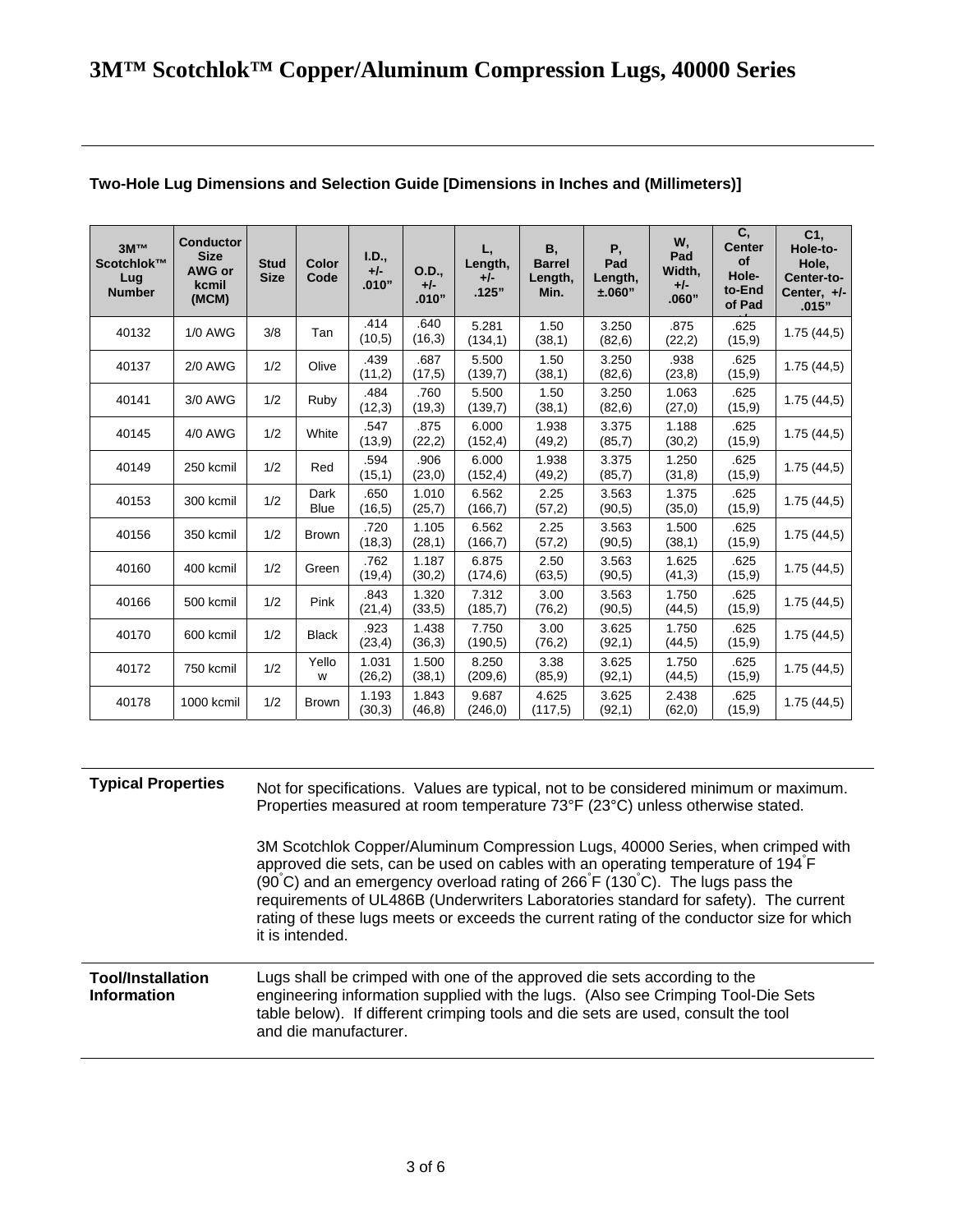# 3M™ Scotchlok™ Copper/Aluminum Compression Lugs, 40000 Series

**Two-Hole Lug Dimensions and Selection Guide [Dimensions in Inches and (Millimeters)]**

| 3M™ Scotchlok™ Lug Number | Conductor Size AWG or kcmil (MCM) | Stud Size | Color Code | I.D., +/- .010" | O.D., +/- .010" | L, Length, +/- .125" | B, Barrel Length, Min. | P, Pad Length, ±.060" | W, Pad Width, +/- .060" | C, Center of Hole-to-End of Pad +/- | C1, Hole-to-Hole, Center-to-Center, +/- .015" |
|---|---|---|---|---|---|---|---|---|---|---|---|
| 40132 | 1/0 AWG | 3/8 | Tan | .414 (10,5) | .640 (16,3) | 5.281 (134,1) | 1.50 (38,1) | 3.250 (82,6) | .875 (22,2) | .625 (15,9) | 1.75 (44,5) |
| 40137 | 2/0 AWG | 1/2 | Olive | .439 (11,2) | .687 (17,5) | 5.500 (139,7) | 1.50 (38,1) | 3.250 (82,6) | .938 (23,8) | .625 (15,9) | 1.75 (44,5) |
| 40141 | 3/0 AWG | 1/2 | Ruby | .484 (12,3) | .760 (19,3) | 5.500 (139,7) | 1.50 (38,1) | 3.250 (82,6) | 1.063 (27,0) | .625 (15,9) | 1.75 (44,5) |
| 40145 | 4/0 AWG | 1/2 | White | .547 (13,9) | .875 (22,2) | 6.000 (152,4) | 1.938 (49,2) | 3.375 (85,7) | 1.188 (30,2) | .625 (15,9) | 1.75 (44,5) |
| 40149 | 250 kcmil | 1/2 | Red | .594 (15,1) | .906 (23,0) | 6.000 (152,4) | 1.938 (49,2) | 3.375 (85,7) | 1.250 (31,8) | .625 (15,9) | 1.75 (44,5) |
| 40153 | 300 kcmil | 1/2 | Dark Blue | .650 (16,5) | 1.010 (25,7) | 6.562 (166,7) | 2.25 (57,2) | 3.563 (90,5) | 1.375 (35,0) | .625 (15,9) | 1.75 (44,5) |
| 40156 | 350 kcmil | 1/2 | Brown | .720 (18,3) | 1.105 (28,1) | 6.562 (166,7) | 2.25 (57,2) | 3.563 (90,5) | 1.500 (38,1) | .625 (15,9) | 1.75 (44,5) |
| 40160 | 400 kcmil | 1/2 | Green | .762 (19,4) | 1.187 (30,2) | 6.875 (174,6) | 2.50 (63,5) | 3.563 (90,5) | 1.625 (41,3) | .625 (15,9) | 1.75 (44,5) |
| 40166 | 500 kcmil | 1/2 | Pink | .843 (21,4) | 1.320 (33,5) | 7.312 (185,7) | 3.00 (76,2) | 3.563 (90,5) | 1.750 (44,5) | .625 (15,9) | 1.75 (44,5) |
| 40170 | 600 kcmil | 1/2 | Black | .923 (23,4) | 1.438 (36,3) | 7.750 (190,5) | 3.00 (76,2) | 3.625 (92,1) | 1.750 (44,5) | .625 (15,9) | 1.75 (44,5) |
| 40172 | 750 kcmil | 1/2 | Yellow | 1.031 (26,2) | 1.500 (38,1) | 8.250 (209,6) | 3.38 (85,9) | 3.625 (92,1) | 1.750 (44,5) | .625 (15,9) | 1.75 (44,5) |
| 40178 | 1000 kcmil | 1/2 | Brown | 1.193 (30,3) | 1.843 (46,8) | 9.687 (246,0) | 4.625 (117,5) | 3.625 (92,1) | 2.438 (62,0) | .625 (15,9) | 1.75 (44,5) |

**Typical Properties**

Not for specifications. Values are typical, not to be considered minimum or maximum. Properties measured at room temperature 73°F (23°C) unless otherwise stated.

3M Scotchlok Copper/Aluminum Compression Lugs, 40000 Series, when crimped with approved die sets, can be used on cables with an operating temperature of 194°F (90°C) and an emergency overload rating of 266°F (130°C). The lugs pass the requirements of UL486B (Underwriters Laboratories standard for safety). The current rating of these lugs meets or exceeds the current rating of the conductor size for which it is intended.

**Tool/Installation Information**

Lugs shall be crimped with one of the approved die sets according to the engineering information supplied with the lugs. (Also see Crimping Tool-Die Sets table below). If different crimping tools and die sets are used, consult the tool and die manufacturer.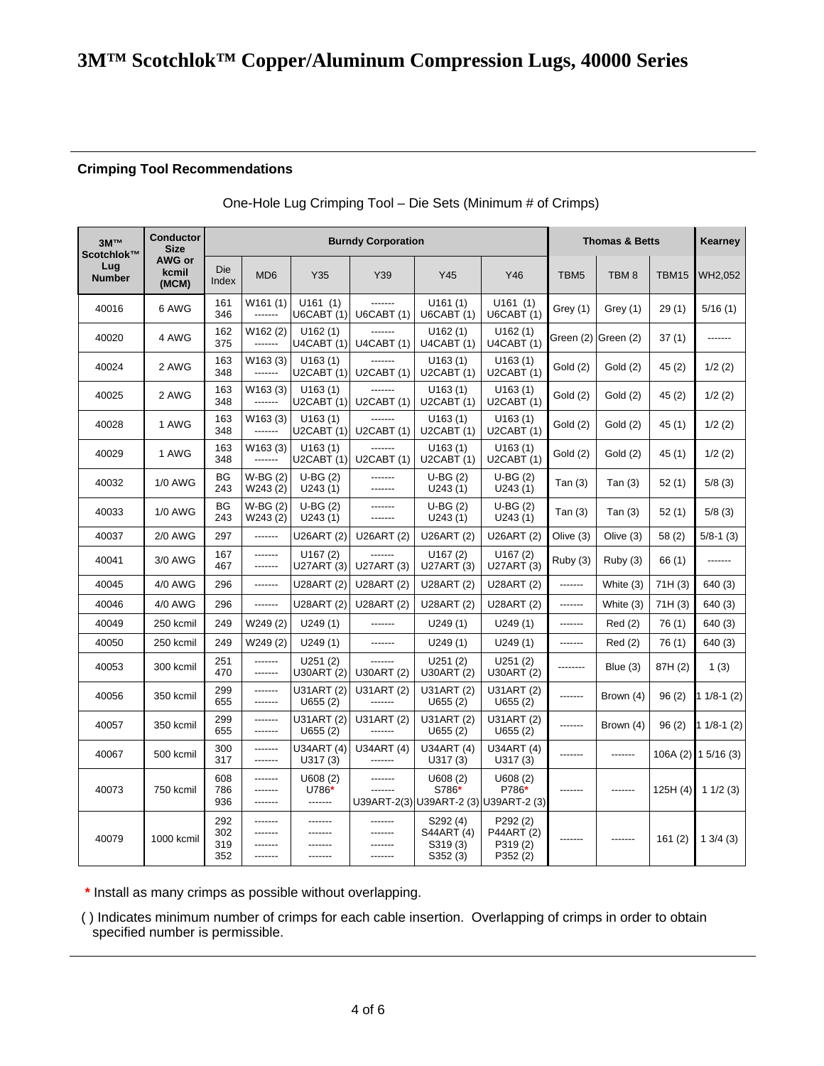# 3M™ Scotchlok™ Copper/Aluminum Compression Lugs, 40000 Series

## Crimping Tool Recommendations

One-Hole Lug Crimping Tool – Die Sets (Minimum # of Crimps)

| 3M™ Scotchlok™ Lug Number | Conductor Size AWG or kcmil (MCM) | Burndy Corporation | | | | | | Thomas & Betts | | | Kearney |
|---|---|---|---|---|---|---|---|---|---|---|---|
| | | Die Index | MD6 | Y35 | Y39 | Y45 | Y46 | TBM5 | TBM 8 | TBM15 | WH2,052 |
| 40016 | 6 AWG | 161<br>346 | W161 (1)<br>------- | U161 (1)<br>U6CABT (1) | -------<br>U6CABT (1) | U161 (1)<br>U6CABT (1) | U161 (1)<br>U6CABT (1) | Grey (1) | Grey (1) | 29 (1) | 5/16 (1) |
| 40020 | 4 AWG | 162<br>375 | W162 (2)<br>------- | U162 (1)<br>U4CABT (1) | -------<br>U4CABT (1) | U162 (1)<br>U4CABT (1) | U162 (1)<br>U4CABT (1) | Green (2) | Green (2) | 37 (1) | ------- |
| 40024 | 2 AWG | 163<br>348 | W163 (3)<br>------- | U163 (1)<br>U2CABT (1) | -------<br>U2CABT (1) | U163 (1)<br>U2CABT (1) | U163 (1)<br>U2CABT (1) | Gold (2) | Gold (2) | 45 (2) | 1/2 (2) |
| 40025 | 2 AWG | 163<br>348 | W163 (3)<br>------- | U163 (1)<br>U2CABT (1) | -------<br>U2CABT (1) | U163 (1)<br>U2CABT (1) | U163 (1)<br>U2CABT (1) | Gold (2) | Gold (2) | 45 (2) | 1/2 (2) |
| 40028 | 1 AWG | 163<br>348 | W163 (3)<br>------- | U163 (1)<br>U2CABT (1) | -------<br>U2CABT (1) | U163 (1)<br>U2CABT (1) | U163 (1)<br>U2CABT (1) | Gold (2) | Gold (2) | 45 (1) | 1/2 (2) |
| 40029 | 1 AWG | 163<br>348 | W163 (3)<br>------- | U163 (1)<br>U2CABT (1) | -------<br>U2CABT (1) | U163 (1)<br>U2CABT (1) | U163 (1)<br>U2CABT (1) | Gold (2) | Gold (2) | 45 (1) | 1/2 (2) |
| 40032 | 1/0 AWG | BG<br>243 | W-BG (2)<br>W243 (2) | U-BG (2)<br>U243 (1) | -------<br>------- | U-BG (2)<br>U243 (1) | U-BG (2)<br>U243 (1) | Tan (3) | Tan (3) | 52 (1) | 5/8 (3) |
| 40033 | 1/0 AWG | BG<br>243 | W-BG (2)<br>W243 (2) | U-BG (2)<br>U243 (1) | -------<br>------- | U-BG (2)<br>U243 (1) | U-BG (2)<br>U243 (1) | Tan (3) | Tan (3) | 52 (1) | 5/8 (3) |
| 40037 | 2/0 AWG | 297 | ------- | U26ART (2) | U26ART (2) | U26ART (2) | U26ART (2) | Olive (3) | Olive (3) | 58 (2) | 5/8-1 (3) |
| 40041 | 3/0 AWG | 167<br>467 | -------<br>------- | U167 (2)<br>U27ART (3) | -------<br>U27ART (3) | U167 (2)<br>U27ART (3) | U167 (2)<br>U27ART (3) | Ruby (3) | Ruby (3) | 66 (1) | ------- |
| 40045 | 4/0 AWG | 296 | ------- | U28ART (2) | U28ART (2) | U28ART (2) | U28ART (2) | ------- | White (3) | 71H (3) | 640 (3) |
| 40046 | 4/0 AWG | 296 | ------- | U28ART (2) | U28ART (2) | U28ART (2) | U28ART (2) | ------- | White (3) | 71H (3) | 640 (3) |
| 40049 | 250 kcmil | 249 | W249 (2) | U249 (1) | ------- | U249 (1) | U249 (1) | ------- | Red (2) | 76 (1) | 640 (3) |
| 40050 | 250 kcmil | 249 | W249 (2) | U249 (1) | ------- | U249 (1) | U249 (1) | ------- | Red (2) | 76 (1) | 640 (3) |
| 40053 | 300 kcmil | 251<br>470 | -------<br>------- | U251 (2)<br>U30ART (2) | -------<br>U30ART (2) | U251 (2)<br>U30ART (2) | U251 (2)<br>U30ART (2) | -------- | Blue (3) | 87H (2) | 1 (3) |
| 40056 | 350 kcmil | 299<br>655 | -------<br>------- | U31ART (2)<br>U655 (2) | U31ART (2)<br>------- | U31ART (2)<br>U655 (2) | U31ART (2)<br>U655 (2) | ------- | Brown (4) | 96 (2) | 1 1/8-1 (2) |
| 40057 | 350 kcmil | 299<br>655 | -------<br>------- | U31ART (2)<br>U655 (2) | U31ART (2)<br>------- | U31ART (2)<br>U655 (2) | U31ART (2)<br>U655 (2) | ------- | Brown (4) | 96 (2) | 1 1/8-1 (2) |
| 40067 | 500 kcmil | 300<br>317 | -------<br>------- | U34ART (4)<br>U317 (3) | U34ART (4)<br>------- | U34ART (4)<br>U317 (3) | U34ART (4)<br>U317 (3) | ------- | ------- | 106A (2) | 1 5/16 (3) |
| 40073 | 750 kcmil | 608<br>786<br>936 | -------<br>-------<br>------- | U608 (2)<br>U786*<br>------- | -------<br>-------<br>U39ART-2(3) | U608 (2)<br>S786*<br>U39ART-2 (3) | U608 (2)<br>P786*<br>U39ART-2 (3) | ------- | ------- | 125H (4) | 1 1/2 (3) |
| 40079 | 1000 kcmil | 292<br>302<br>319<br>352 | -------<br>-------<br>-------<br>------- | -------<br>-------<br>-------<br>------- | -------<br>-------<br>-------<br>------- | S292 (4)<br>S44ART (4)<br>S319 (3)<br>S352 (3) | P292 (2)<br>P44ART (2)<br>P319 (2)<br>P352 (2) | ------- | ------- | 161 (2) | 1 3/4 (3) |

\* Install as many crimps as possible without overlapping.

( ) Indicates minimum number of crimps for each cable insertion. Overlapping of crimps in order to obtain specified number is permissible.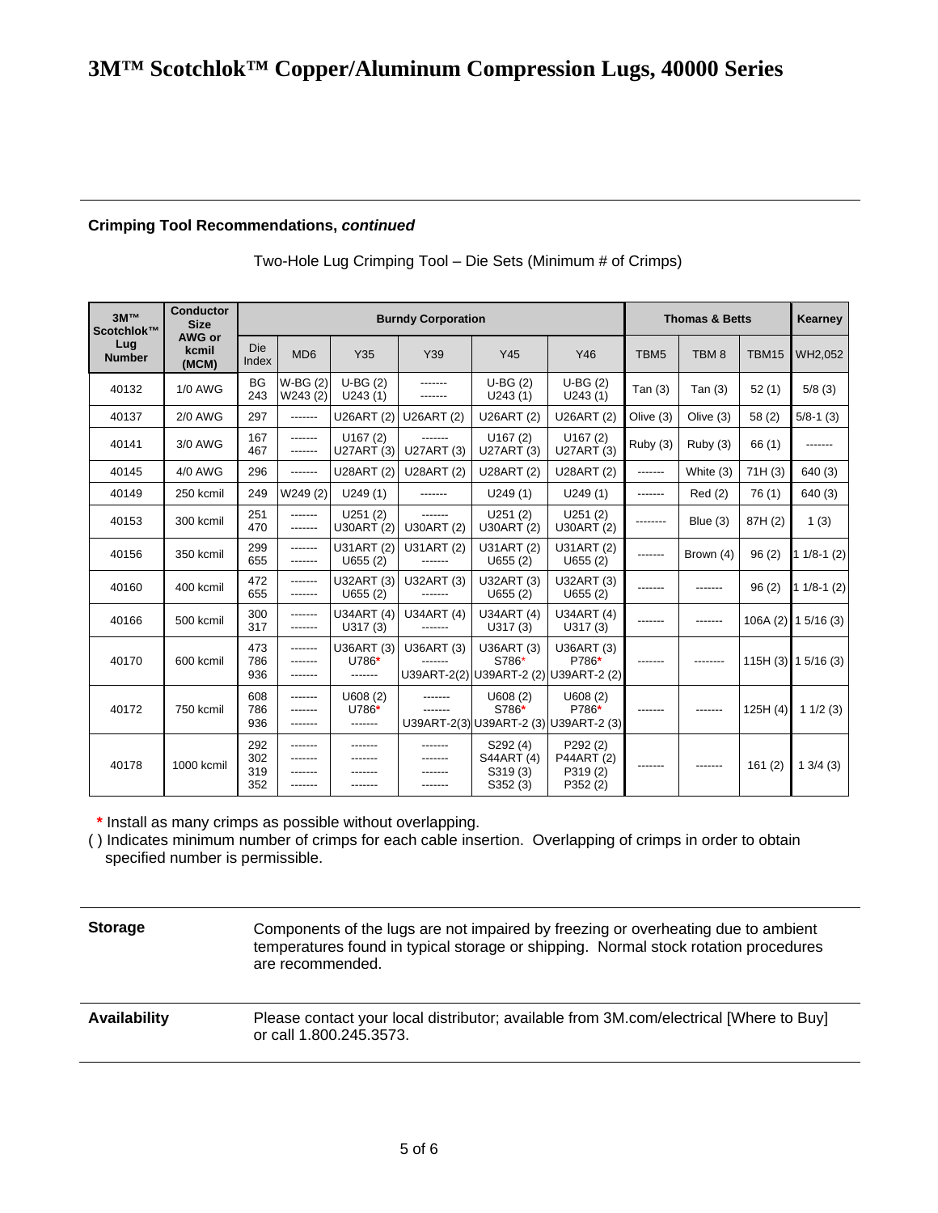**Crimping Tool Recommendations, *continued***

Two-Hole Lug Crimping Tool – Die Sets (Minimum # of Crimps)

| 3M™ Scotchlok™ Lug Number | Conductor Size AWG or kcmil (MCM) | Burndy Corporation | | | | | | Thomas & Betts | | | Kearney |
|---|---|---|---|---|---|---|---|---|---|---|---|
| | | Die Index | MD6 | Y35 | Y39 | Y45 | Y46 | TBM5 | TBM 8 | TBM15 | WH2,052 |
| 40132 | 1/0 AWG | BG<br>243 | W-BG (2)<br>W243 (2) | U-BG (2)<br>U243 (1) | -------<br>------- | U-BG (2)<br>U243 (1) | U-BG (2)<br>U243 (1) | Tan (3) | Tan (3) | 52 (1) | 5/8 (3) |
| 40137 | 2/0 AWG | 297 | ------- | U26ART (2) | U26ART (2) | U26ART (2) | U26ART (2) | Olive (3) | Olive (3) | 58 (2) | 5/8-1 (3) |
| 40141 | 3/0 AWG | 167<br>467 | -------<br>------- | U167 (2)<br>U27ART (3) | -------<br>U27ART (3) | U167 (2)<br>U27ART (3) | U167 (2)<br>U27ART (3) | Ruby (3) | Ruby (3) | 66 (1) | ------- |
| 40145 | 4/0 AWG | 296 | ------- | U28ART (2) | U28ART (2) | U28ART (2) | U28ART (2) | ------- | White (3) | 71H (3) | 640 (3) |
| 40149 | 250 kcmil | 249 | W249 (2) | U249 (1) | ------- | U249 (1) | U249 (1) | ------- | Red (2) | 76 (1) | 640 (3) |
| 40153 | 300 kcmil | 251<br>470 | -------<br>------- | U251 (2)<br>U30ART (2) | -------<br>U30ART (2) | U251 (2)<br>U30ART (2) | U251 (2)<br>U30ART (2) | -------- | Blue (3) | 87H (2) | 1 (3) |
| 40156 | 350 kcmil | 299<br>655 | -------<br>------- | U31ART (2)<br>U655 (2) | U31ART (2)<br>------- | U31ART (2)<br>U655 (2) | U31ART (2)<br>U655 (2) | ------- | Brown (4) | 96 (2) | 1 1/8-1 (2) |
| 40160 | 400 kcmil | 472<br>655 | -------<br>------- | U32ART (3)<br>U655 (2) | U32ART (3)<br>------- | U32ART (3)<br>U655 (2) | U32ART (3)<br>U655 (2) | ------- | ------- | 96 (2) | 1 1/8-1 (2) |
| 40166 | 500 kcmil | 300<br>317 | -------<br>------- | U34ART (4)<br>U317 (3) | U34ART (4)<br>------- | U34ART (4)<br>U317 (3) | U34ART (4)<br>U317 (3) | ------- | ------- | 106A (2) | 1 5/16 (3) |
| 40170 | 600 kcmil | 473<br>786<br>936 | -------<br>-------<br>------- | U36ART (3)<br>U786*<br>------- | U36ART (3)<br>-------<br>U39ART-2(2) | U36ART (3)<br>S786*<br>U39ART-2 (2) | U36ART (3)<br>P786*<br>U39ART-2 (2) | ------- | -------- | 115H (3) | 1 5/16 (3) |
| 40172 | 750 kcmil | 608<br>786<br>936 | -------<br>-------<br>------- | U608 (2)<br>U786*<br>------- | -------<br>-------<br>U39ART-2(3) | U608 (2)<br>S786*<br>U39ART-2 (3) | U608 (2)<br>P786*<br>U39ART-2 (3) | ------- | ------- | 125H (4) | 1 1/2 (3) |
| 40178 | 1000 kcmil | 292<br>302<br>319<br>352 | -------<br>-------<br>-------<br>------- | -------<br>-------<br>-------<br>------- | -------<br>-------<br>-------<br>------- | S292 (4)<br>S44ART (4)<br>S319 (3)<br>S352 (3) | P292 (2)<br>P44ART (2)<br>P319 (2)<br>P352 (2) | ------- | ------- | 161 (2) | 1 3/4 (3) |

\* Install as many crimps as possible without overlapping.

( ) Indicates minimum number of crimps for each cable insertion. Overlapping of crimps in order to obtain specified number is permissible.

**Storage**

Components of the lugs are not impaired by freezing or overheating due to ambient temperatures found in typical storage or shipping. Normal stock rotation procedures are recommended.

**Availability**

Please contact your local distributor; available from 3M.com/electrical [Where to Buy] or call 1.800.245.3573.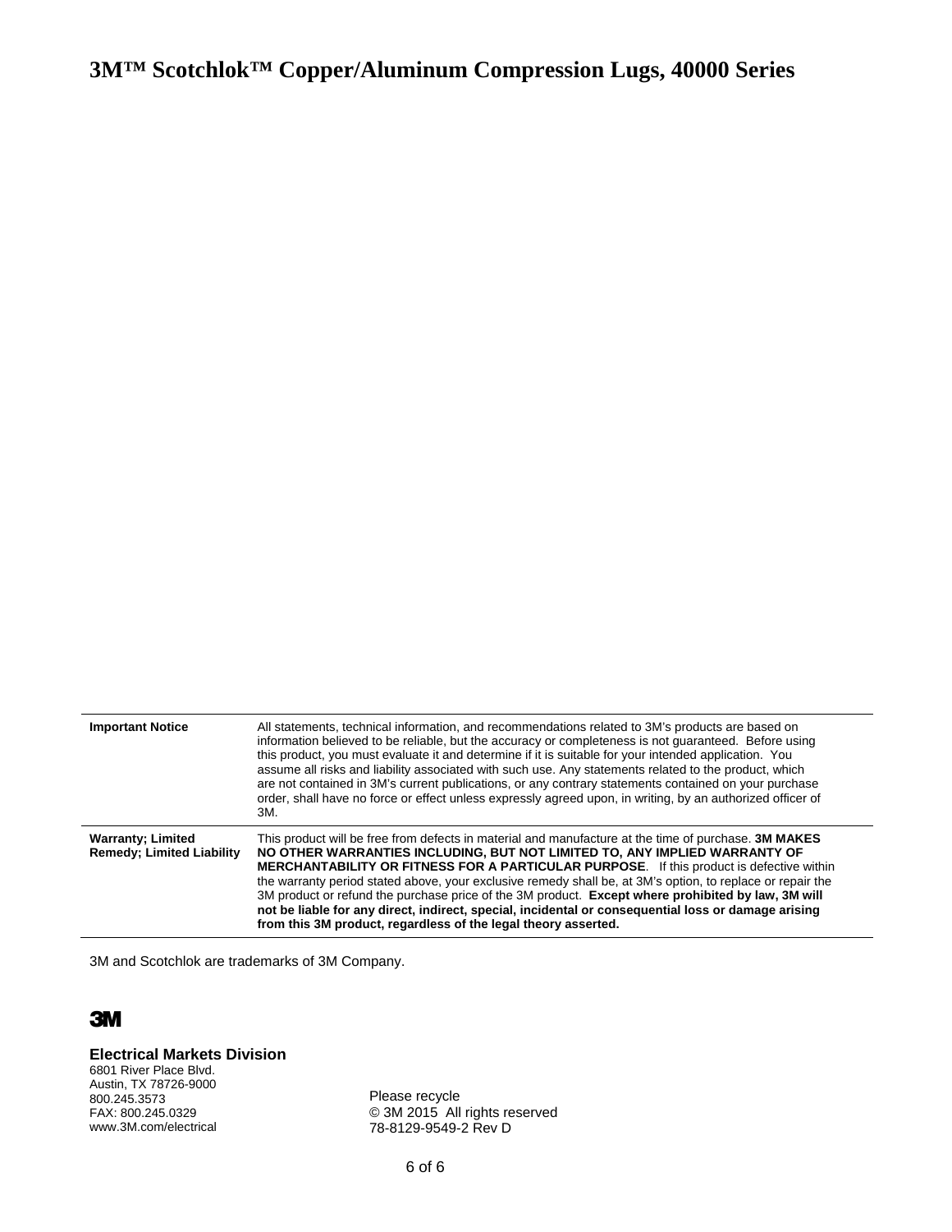| | |
|---|---|
| **Important Notice** | All statements, technical information, and recommendations related to 3M's products are based on information believed to be reliable, but the accuracy or completeness is not guaranteed. Before using this product, you must evaluate it and determine if it is suitable for your intended application. You assume all risks and liability associated with such use. Any statements related to the product, which are not contained in 3M's current publications, or any contrary statements contained on your purchase order, shall have no force or effect unless expressly agreed upon, in writing, by an authorized officer of 3M. |
| **Warranty; Limited Remedy; Limited Liability** | This product will be free from defects in material and manufacture at the time of purchase. **3M MAKES NO OTHER WARRANTIES INCLUDING, BUT NOT LIMITED TO, ANY IMPLIED WARRANTY OF MERCHANTABILITY OR FITNESS FOR A PARTICULAR PURPOSE**. If this product is defective within the warranty period stated above, your exclusive remedy shall be, at 3M's option, to replace or repair the 3M product or refund the purchase price of the 3M product. **Except where prohibited by law, 3M will not be liable for any direct, indirect, special, incidental or consequential loss or damage arising from this 3M product, regardless of the legal theory asserted.** |

3M and Scotchlok are trademarks of 3M Company.

3M

**Electrical Markets Division**
6801 River Place Blvd.
Austin, TX 78726-9000
800.245.3573
FAX: 800.245.0329
www.3M.com/electrical

Please recycle
© 3M 2015 All rights reserved
78-8129-9549-2 Rev D